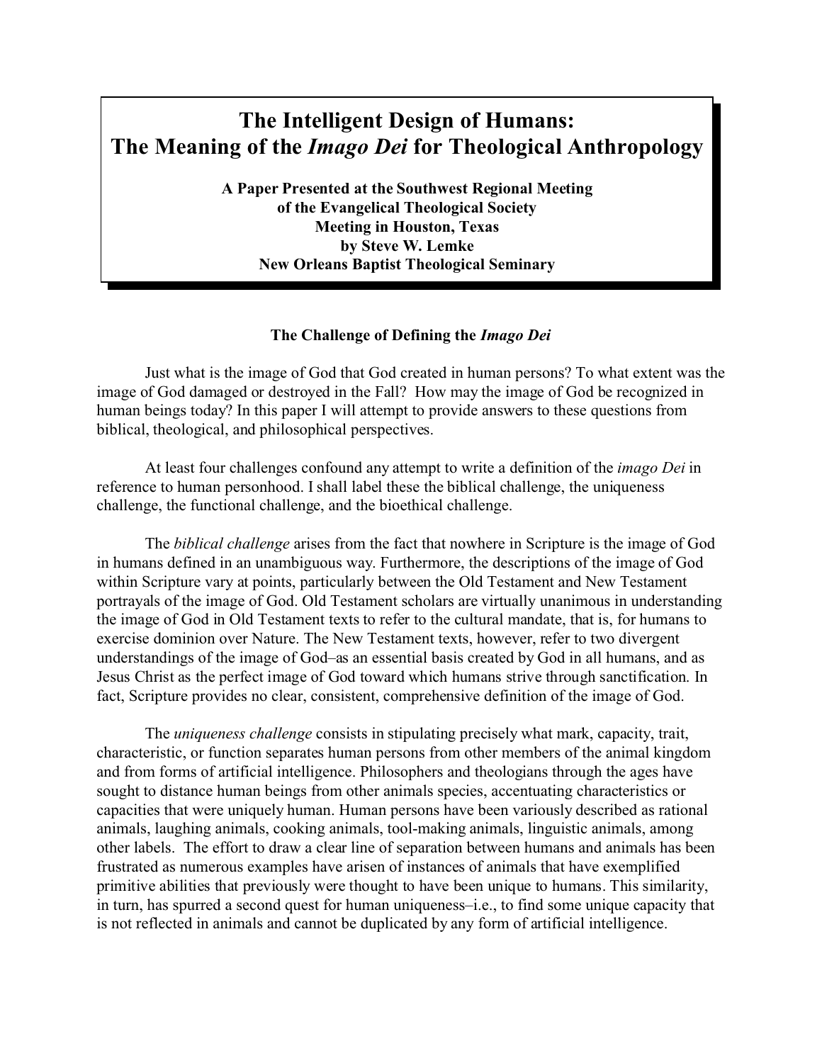# The Intelligent Design of Humans: The Meaning of the *Imago Dei* for Theological Anthropology

**A Paper Presented at the Southwest Regional Meeting of the Evangelical Theological Society Meeting in Houston, Texas by Steve W. Lemke New Orleans Baptist Theological Seminary**

## The Challenge of Defining the *Imago Dei*

Just what is the image of God that God created in human persons? To what extent was the image of God damaged or destroyed in the Fall? How may the image of God be recognized in human beings today? In this paper I will attempt to provide answers to these questions from biblical, theological, and philosophical perspectives.

At least four challenges confound any attempt to write a definition of the *imago Dei* in reference to human personhood. I shall label these the biblical challenge, the uniqueness challenge, the functional challenge, and the bioethical challenge.

The *biblical challenge* arises from the fact that nowhere in Scripture is the image of God in humans defined in an unambiguous way. Furthermore, the descriptions of the image of God within Scripture vary at points, particularly between the Old Testament and New Testament portrayals of the image of God. Old Testament scholars are virtually unanimous in understanding the image of God in Old Testament texts to refer to the cultural mandate, that is, for humans to exercise dominion over Nature. The New Testament texts, however, refer to two divergent understandings of the image of God–as an essential basis created by God in all humans, and as Jesus Christ as the perfect image of God toward which humans strive through sanctification. In fact, Scripture provides no clear, consistent, comprehensive definition of the image of God.

The *uniqueness challenge* consists in stipulating precisely what mark, capacity, trait, characteristic, or function separates human persons from other members of the animal kingdom and from forms of artificial intelligence. Philosophers and theologians through the ages have sought to distance human beings from other animals species, accentuating characteristics or capacities that were uniquely human. Human persons have been variously described as rational animals, laughing animals, cooking animals, tool-making animals, linguistic animals, among other labels. The effort to draw a clear line of separation between humans and animals has been frustrated as numerous examples have arisen of instances of animals that have exemplified primitive abilities that previously were thought to have been unique to humans. This similarity, in turn, has spurred a second quest for human uniqueness–i.e., to find some unique capacity that is not reflected in animals and cannot be duplicated by any form of artificial intelligence.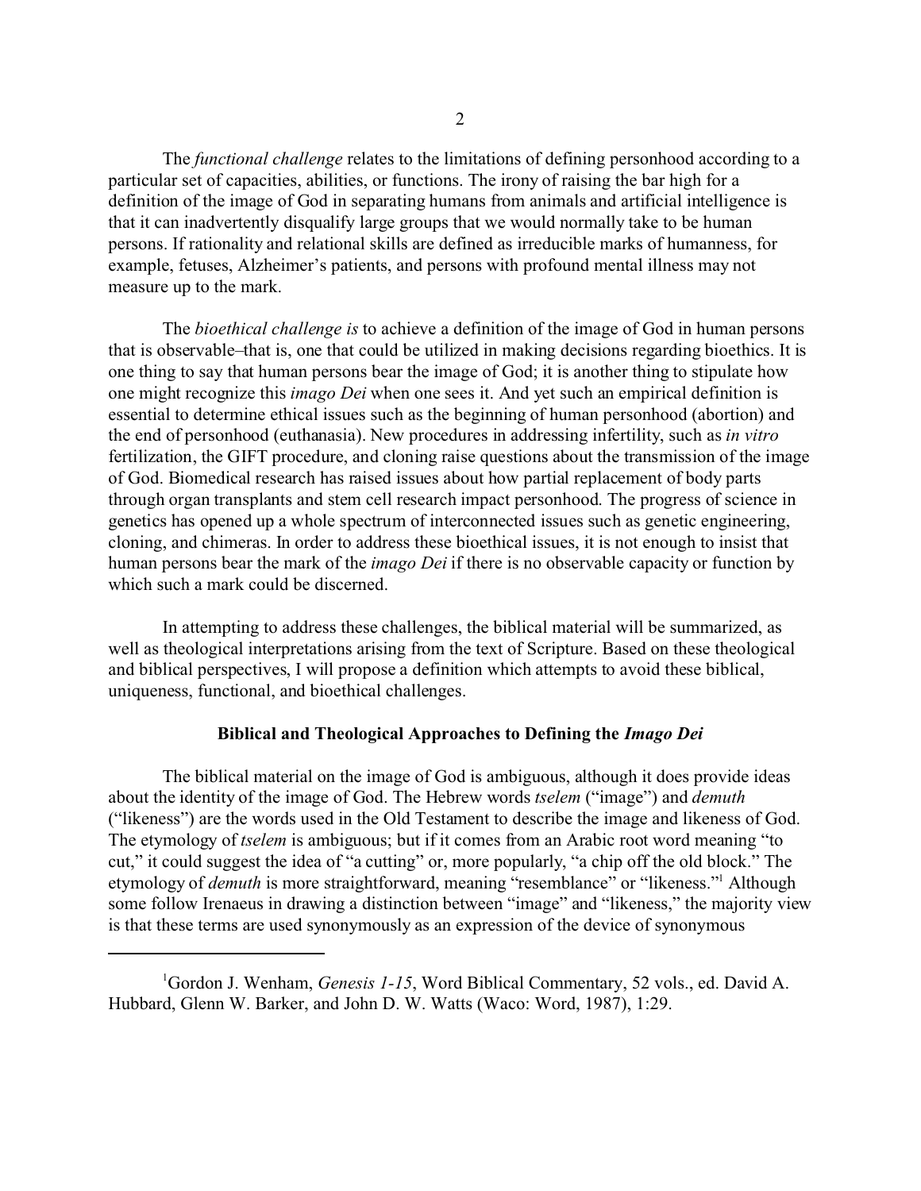The *functional challenge* relates to the limitations of defining personhood according to a particular set of capacities, abilities, or functions. The irony of raising the bar high for a definition of the image of God in separating humans from animals and artificial intelligence is that it can inadvertently disqualify large groups that we would normally take to be human persons. If rationality and relational skills are defined as irreducible marks of humanness, for example, fetuses, Alzheimer's patients, and persons with profound mental illness may not measure up to the mark.

The *bioethical challenge is* to achieve a definition of the image of God in human persons that is observable–that is, one that could be utilized in making decisions regarding bioethics. It is one thing to say that human persons bear the image of God; it is another thing to stipulate how one might recognize this *imago Dei* when one sees it. And yet such an empirical definition is essential to determine ethical issues such as the beginning of human personhood (abortion) and the end of personhood (euthanasia). New procedures in addressing infertility, such as *in vitro* fertilization, the GIFT procedure, and cloning raise questions about the transmission of the image of God. Biomedical research has raised issues about how partial replacement of body parts through organ transplants and stem cell research impact personhood. The progress of science in genetics has opened up a whole spectrum of interconnected issues such as genetic engineering, cloning, and chimeras. In order to address these bioethical issues, it is not enough to insist that human persons bear the mark of the *imago Dei* if there is no observable capacity or function by which such a mark could be discerned.

In attempting to address these challenges, the biblical material will be summarized, as well as theological interpretations arising from the text of Scripture. Based on these theological and biblical perspectives, I will propose a definition which attempts to avoid these biblical, uniqueness, functional, and bioethical challenges.

## Biblical and Theological Approaches to Defining the *Imago Dei*

The biblical material on the image of God is ambiguous, although it does provide ideas about the identity of the image of God. The Hebrew words *tselem* ("image") and *demuth* ("likeness") are the words used in the Old Testament to describe the image and likeness of God. The etymology of *tselem* is ambiguous; but if it comes from an Arabic root word meaning "to cut," it could suggest the idea of "a cutting" or, more popularly, "a chip off the old block." The etymology of *demuth* is more straightforward, meaning "resemblance" or "likeness."[1] Although some follow Irenaeus in drawing a distinction between "image" and "likeness," the majority view is that these terms are used synonymously as an expression of the device of synonymous

---

[1]Gordon J. Wenham, *Genesis 1-15*, Word Biblical Commentary, 52 vols., ed. David A. Hubbard, Glenn W. Barker, and John D. W. Watts (Waco: Word, 1987), 1:29.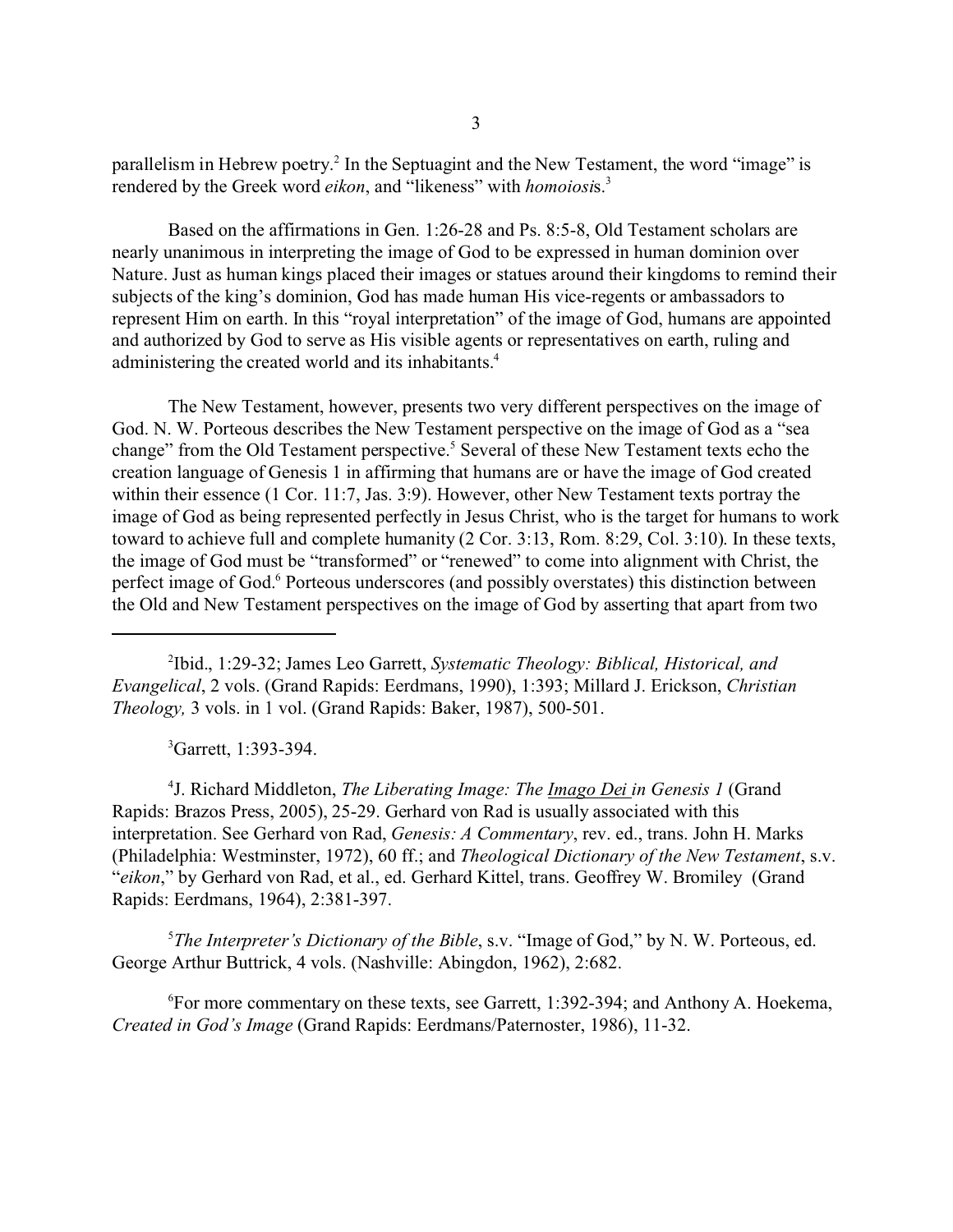parallelism in Hebrew poetry.[2] In the Septuagint and the New Testament, the word "image" is rendered by the Greek word *eikon*, and "likeness" with *homoiosis*.[3]

Based on the affirmations in Gen. 1:26-28 and Ps. 8:5-8, Old Testament scholars are nearly unanimous in interpreting the image of God to be expressed in human dominion over Nature. Just as human kings placed their images or statues around their kingdoms to remind their subjects of the king's dominion, God has made human His vice-regents or ambassadors to represent Him on earth. In this "royal interpretation" of the image of God, humans are appointed and authorized by God to serve as His visible agents or representatives on earth, ruling and administering the created world and its inhabitants.[4]

The New Testament, however, presents two very different perspectives on the image of God. N. W. Porteous describes the New Testament perspective on the image of God as a "sea change" from the Old Testament perspective.[5] Several of these New Testament texts echo the creation language of Genesis 1 in affirming that humans are or have the image of God created within their essence (1 Cor. 11:7, Jas. 3:9). However, other New Testament texts portray the image of God as being represented perfectly in Jesus Christ, who is the target for humans to work toward to achieve full and complete humanity (2 Cor. 3:13, Rom. 8:29, Col. 3:10). In these texts, the image of God must be "transformed" or "renewed" to come into alignment with Christ, the perfect image of God.[6] Porteous underscores (and possibly overstates) this distinction between the Old and New Testament perspectives on the image of God by asserting that apart from two

---

[2]Ibid., 1:29-32; James Leo Garrett, *Systematic Theology: Biblical, Historical, and Evangelical*, 2 vols. (Grand Rapids: Eerdmans, 1990), 1:393; Millard J. Erickson, *Christian Theology,* 3 vols. in 1 vol. (Grand Rapids: Baker, 1987), 500-501.

[3]Garrett, 1:393-394.

[4]J. Richard Middleton, *The Liberating Image: The Imago Dei in Genesis 1* (Grand Rapids: Brazos Press, 2005), 25-29. Gerhard von Rad is usually associated with this interpretation. See Gerhard von Rad, *Genesis: A Commentary*, rev. ed., trans. John H. Marks (Philadelphia: Westminster, 1972), 60 ff.; and *Theological Dictionary of the New Testament*, s.v. "*eikon*," by Gerhard von Rad, et al., ed. Gerhard Kittel, trans. Geoffrey W. Bromiley (Grand Rapids: Eerdmans, 1964), 2:381-397.

[5]*The Interpreter's Dictionary of the Bible*, s.v. "Image of God," by N. W. Porteous, ed. George Arthur Buttrick, 4 vols. (Nashville: Abingdon, 1962), 2:682.

[6]For more commentary on these texts, see Garrett, 1:392-394; and Anthony A. Hoekema, *Created in God's Image* (Grand Rapids: Eerdmans/Paternoster, 1986), 11-32.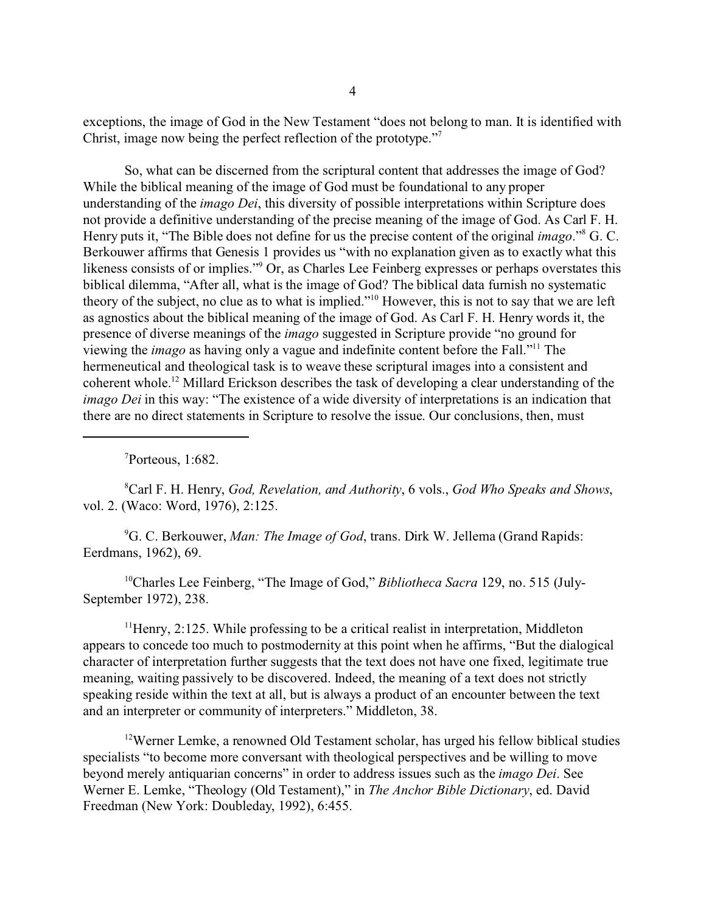exceptions, the image of God in the New Testament "does not belong to man. It is identified with Christ, image now being the perfect reflection of the prototype."[7]

So, what can be discerned from the scriptural content that addresses the image of God? While the biblical meaning of the image of God must be foundational to any proper understanding of the *imago Dei*, this diversity of possible interpretations within Scripture does not provide a definitive understanding of the precise meaning of the image of God. As Carl F. H. Henry puts it, "The Bible does not define for us the precise content of the original *imago*."[8] G. C. Berkouwer affirms that Genesis 1 provides us "with no explanation given as to exactly what this likeness consists of or implies."[9] Or, as Charles Lee Feinberg expresses or perhaps overstates this biblical dilemma, "After all, what is the image of God? The biblical data furnish no systematic theory of the subject, no clue as to what is implied."[10] However, this is not to say that we are left as agnostics about the biblical meaning of the image of God. As Carl F. H. Henry words it, the presence of diverse meanings of the *imago* suggested in Scripture provide "no ground for viewing the *imago* as having only a vague and indefinite content before the Fall."[11] The hermeneutical and theological task is to weave these scriptural images into a consistent and coherent whole.[12] Millard Erickson describes the task of developing a clear understanding of the *imago Dei* in this way: "The existence of a wide diversity of interpretations is an indication that there are no direct statements in Scripture to resolve the issue. Our conclusions, then, must

---

[7]Porteous, 1:682.

[8]Carl F. H. Henry, *God, Revelation, and Authority*, 6 vols., *God Who Speaks and Shows*, vol. 2. (Waco: Word, 1976), 2:125.

[9]G. C. Berkouwer, *Man: The Image of God*, trans. Dirk W. Jellema (Grand Rapids: Eerdmans, 1962), 69.

[10]Charles Lee Feinberg, "The Image of God," *Bibliotheca Sacra* 129, no. 515 (July-September 1972), 238.

[11]Henry, 2:125. While professing to be a critical realist in interpretation, Middleton appears to concede too much to postmodernity at this point when he affirms, "But the dialogical character of interpretation further suggests that the text does not have one fixed, legitimate true meaning, waiting passively to be discovered. Indeed, the meaning of a text does not strictly speaking reside within the text at all, but is always a product of an encounter between the text and an interpreter or community of interpreters." Middleton, 38.

[12]Werner Lemke, a renowned Old Testament scholar, has urged his fellow biblical studies specialists "to become more conversant with theological perspectives and be willing to move beyond merely antiquarian concerns" in order to address issues such as the *imago Dei*. See Werner E. Lemke, "Theology (Old Testament)," in *The Anchor Bible Dictionary*, ed. David Freedman (New York: Doubleday, 1992), 6:455.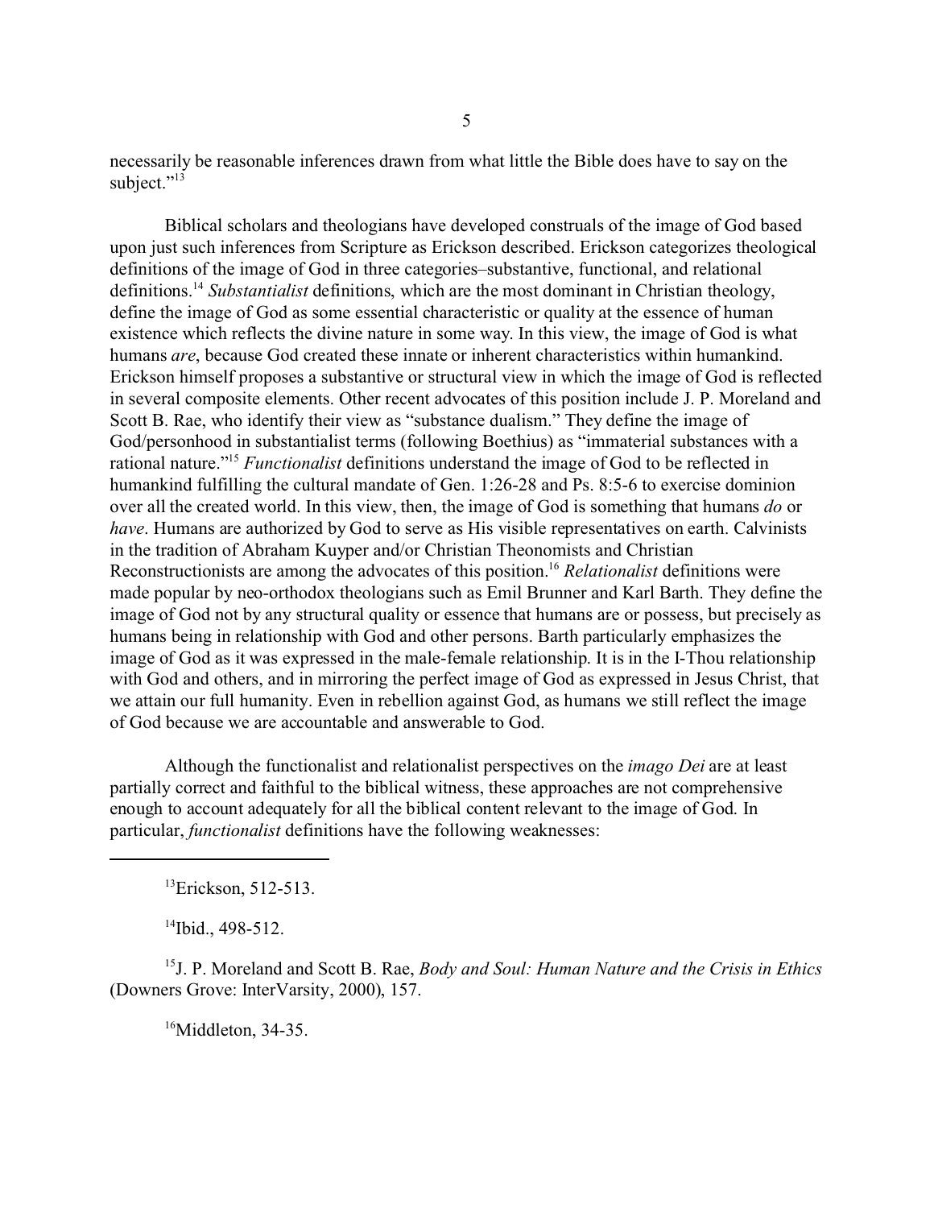necessarily be reasonable inferences drawn from what little the Bible does have to say on the subject."[13]

Biblical scholars and theologians have developed construals of the image of God based upon just such inferences from Scripture as Erickson described. Erickson categorizes theological definitions of the image of God in three categories–substantive, functional, and relational definitions.[14] *Substantialist* definitions, which are the most dominant in Christian theology, define the image of God as some essential characteristic or quality at the essence of human existence which reflects the divine nature in some way. In this view, the image of God is what humans *are*, because God created these innate or inherent characteristics within humankind. Erickson himself proposes a substantive or structural view in which the image of God is reflected in several composite elements. Other recent advocates of this position include J. P. Moreland and Scott B. Rae, who identify their view as "substance dualism." They define the image of God/personhood in substantialist terms (following Boethius) as "immaterial substances with a rational nature."[15] *Functionalist* definitions understand the image of God to be reflected in humankind fulfilling the cultural mandate of Gen. 1:26-28 and Ps. 8:5-6 to exercise dominion over all the created world. In this view, then, the image of God is something that humans *do* or *have*. Humans are authorized by God to serve as His visible representatives on earth. Calvinists in the tradition of Abraham Kuyper and/or Christian Theonomists and Christian Reconstructionists are among the advocates of this position.[16] *Relationalist* definitions were made popular by neo-orthodox theologians such as Emil Brunner and Karl Barth. They define the image of God not by any structural quality or essence that humans are or possess, but precisely as humans being in relationship with God and other persons. Barth particularly emphasizes the image of God as it was expressed in the male-female relationship. It is in the I-Thou relationship with God and others, and in mirroring the perfect image of God as expressed in Jesus Christ, that we attain our full humanity. Even in rebellion against God, as humans we still reflect the image of God because we are accountable and answerable to God.

Although the functionalist and relationalist perspectives on the *imago Dei* are at least partially correct and faithful to the biblical witness, these approaches are not comprehensive enough to account adequately for all the biblical content relevant to the image of God. In particular, *functionalist* definitions have the following weaknesses:

---

[13] Erickson, 512-513.

[14] Ibid., 498-512.

[15] J. P. Moreland and Scott B. Rae, *Body and Soul: Human Nature and the Crisis in Ethics* (Downers Grove: InterVarsity, 2000), 157.

[16] Middleton, 34-35.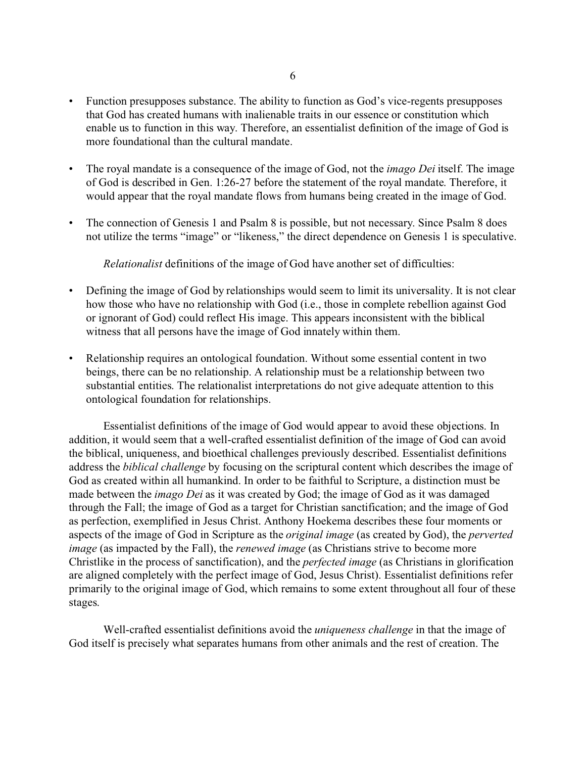- Function presupposes substance. The ability to function as God's vice-regents presupposes that God has created humans with inalienable traits in our essence or constitution which enable us to function in this way. Therefore, an essentialist definition of the image of God is more foundational than the cultural mandate.

- The royal mandate is a consequence of the image of God, not the *imago Dei* itself. The image of God is described in Gen. 1:26-27 before the statement of the royal mandate. Therefore, it would appear that the royal mandate flows from humans being created in the image of God.

- The connection of Genesis 1 and Psalm 8 is possible, but not necessary. Since Psalm 8 does not utilize the terms "image" or "likeness," the direct dependence on Genesis 1 is speculative.

*Relationalist* definitions of the image of God have another set of difficulties:

- Defining the image of God by relationships would seem to limit its universality. It is not clear how those who have no relationship with God (i.e., those in complete rebellion against God or ignorant of God) could reflect His image. This appears inconsistent with the biblical witness that all persons have the image of God innately within them.

- Relationship requires an ontological foundation. Without some essential content in two beings, there can be no relationship. A relationship must be a relationship between two substantial entities. The relationalist interpretations do not give adequate attention to this ontological foundation for relationships.

Essentialist definitions of the image of God would appear to avoid these objections. In addition, it would seem that a well-crafted essentialist definition of the image of God can avoid the biblical, uniqueness, and bioethical challenges previously described. Essentialist definitions address the *biblical challenge* by focusing on the scriptural content which describes the image of God as created within all humankind. In order to be faithful to Scripture, a distinction must be made between the *imago Dei* as it was created by God; the image of God as it was damaged through the Fall; the image of God as a target for Christian sanctification; and the image of God as perfection, exemplified in Jesus Christ. Anthony Hoekema describes these four moments or aspects of the image of God in Scripture as the *original image* (as created by God), the *perverted image* (as impacted by the Fall), the *renewed image* (as Christians strive to become more Christlike in the process of sanctification), and the *perfected image* (as Christians in glorification are aligned completely with the perfect image of God, Jesus Christ). Essentialist definitions refer primarily to the original image of God, which remains to some extent throughout all four of these stages.

Well-crafted essentialist definitions avoid the *uniqueness challenge* in that the image of God itself is precisely what separates humans from other animals and the rest of creation. The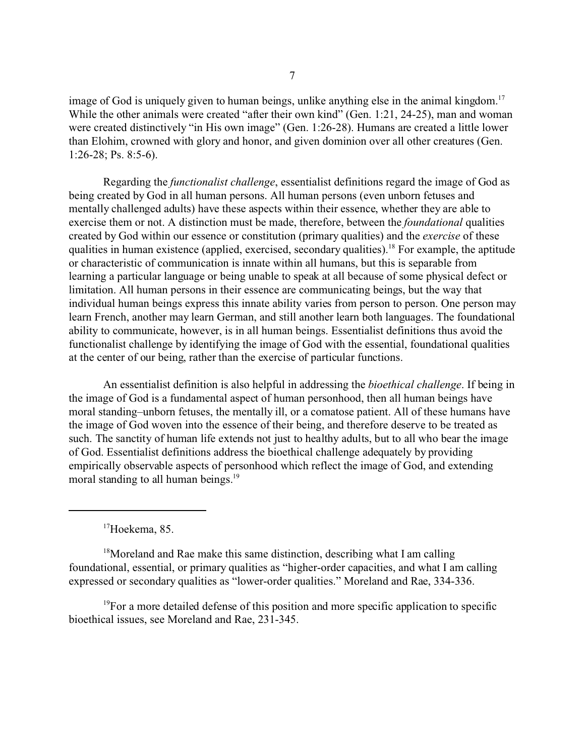image of God is uniquely given to human beings, unlike anything else in the animal kingdom.[17] While the other animals were created "after their own kind" (Gen. 1:21, 24-25), man and woman were created distinctively "in His own image" (Gen. 1:26-28). Humans are created a little lower than Elohim, crowned with glory and honor, and given dominion over all other creatures (Gen. 1:26-28; Ps. 8:5-6).

Regarding the *functionalist challenge*, essentialist definitions regard the image of God as being created by God in all human persons. All human persons (even unborn fetuses and mentally challenged adults) have these aspects within their essence, whether they are able to exercise them or not. A distinction must be made, therefore, between the *foundational* qualities created by God within our essence or constitution (primary qualities) and the *exercise* of these qualities in human existence (applied, exercised, secondary qualities).[18] For example, the aptitude or characteristic of communication is innate within all humans, but this is separable from learning a particular language or being unable to speak at all because of some physical defect or limitation. All human persons in their essence are communicating beings, but the way that individual human beings express this innate ability varies from person to person. One person may learn French, another may learn German, and still another learn both languages. The foundational ability to communicate, however, is in all human beings. Essentialist definitions thus avoid the functionalist challenge by identifying the image of God with the essential, foundational qualities at the center of our being, rather than the exercise of particular functions.

An essentialist definition is also helpful in addressing the *bioethical challenge*. If being in the image of God is a fundamental aspect of human personhood, then all human beings have moral standing–unborn fetuses, the mentally ill, or a comatose patient. All of these humans have the image of God woven into the essence of their being, and therefore deserve to be treated as such. The sanctity of human life extends not just to healthy adults, but to all who bear the image of God. Essentialist definitions address the bioethical challenge adequately by providing empirically observable aspects of personhood which reflect the image of God, and extending moral standing to all human beings.[19]

---

[17]Hoekema, 85.

[18]Moreland and Rae make this same distinction, describing what I am calling foundational, essential, or primary qualities as "higher-order capacities, and what I am calling expressed or secondary qualities as "lower-order qualities." Moreland and Rae, 334-336.

[19]For a more detailed defense of this position and more specific application to specific bioethical issues, see Moreland and Rae, 231-345.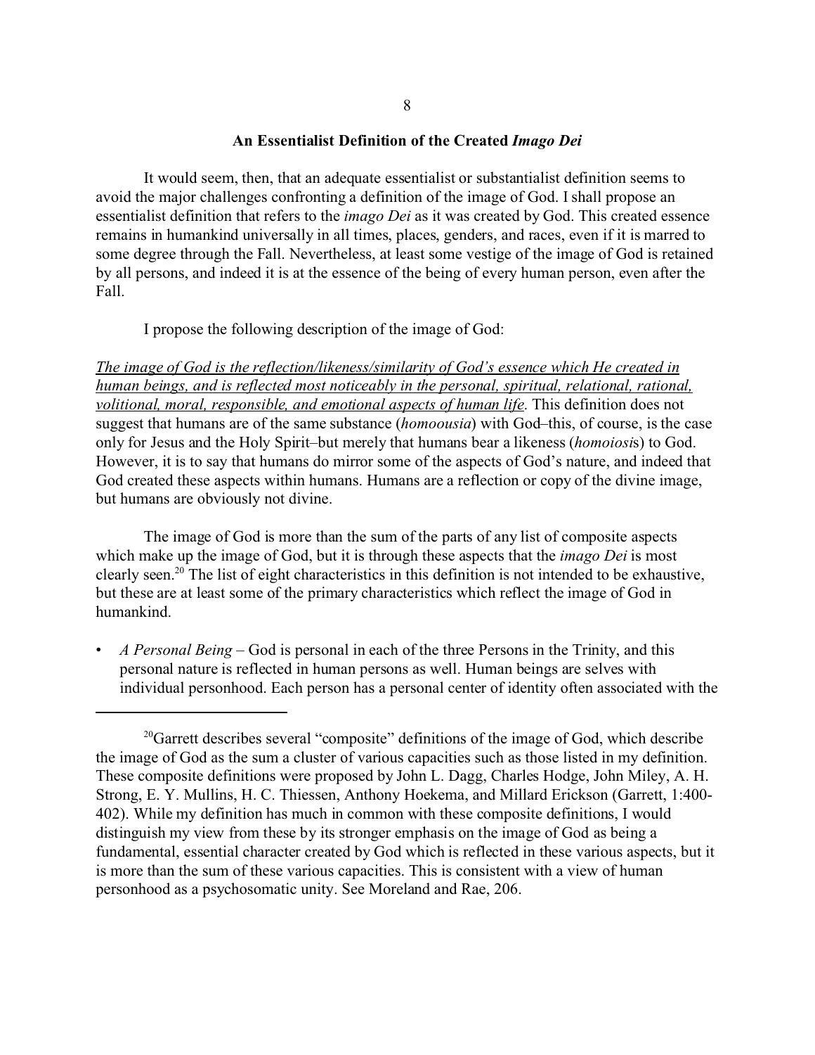## An Essentialist Definition of the Created *Imago Dei*

It would seem, then, that an adequate essentialist or substantialist definition seems to avoid the major challenges confronting a definition of the image of God. I shall propose an essentialist definition that refers to the *imago Dei* as it was created by God. This created essence remains in humankind universally in all times, places, genders, and races, even if it is marred to some degree through the Fall. Nevertheless, at least some vestige of the image of God is retained by all persons, and indeed it is at the essence of the being of every human person, even after the Fall.

I propose the following description of the image of God:

<u>*The image of God is the reflection/likeness/similarity of God's essence which He created in human beings, and is reflected most noticeably in the personal, spiritual, relational, rational, volitional, moral, responsible, and emotional aspects of human life*</u>. This definition does not suggest that humans are of the same substance (*homoousia*) with God–this, of course, is the case only for Jesus and the Holy Spirit–but merely that humans bear a likeness (*homoiosis*) to God. However, it is to say that humans do mirror some of the aspects of God's nature, and indeed that God created these aspects within humans. Humans are a reflection or copy of the divine image, but humans are obviously not divine.

The image of God is more than the sum of the parts of any list of composite aspects which make up the image of God, but it is through these aspects that the *imago Dei* is most clearly seen.[20] The list of eight characteristics in this definition is not intended to be exhaustive, but these are at least some of the primary characteristics which reflect the image of God in humankind.

- *A Personal Being* – God is personal in each of the three Persons in the Trinity, and this personal nature is reflected in human persons as well. Human beings are selves with individual personhood. Each person has a personal center of identity often associated with the

---

[20]Garrett describes several "composite" definitions of the image of God, which describe the image of God as the sum a cluster of various capacities such as those listed in my definition. These composite definitions were proposed by John L. Dagg, Charles Hodge, John Miley, A. H. Strong, E. Y. Mullins, H. C. Thiessen, Anthony Hoekema, and Millard Erickson (Garrett, 1:400-402). While my definition has much in common with these composite definitions, I would distinguish my view from these by its stronger emphasis on the image of God as being a fundamental, essential character created by God which is reflected in these various aspects, but it is more than the sum of these various capacities. This is consistent with a view of human personhood as a psychosomatic unity. See Moreland and Rae, 206.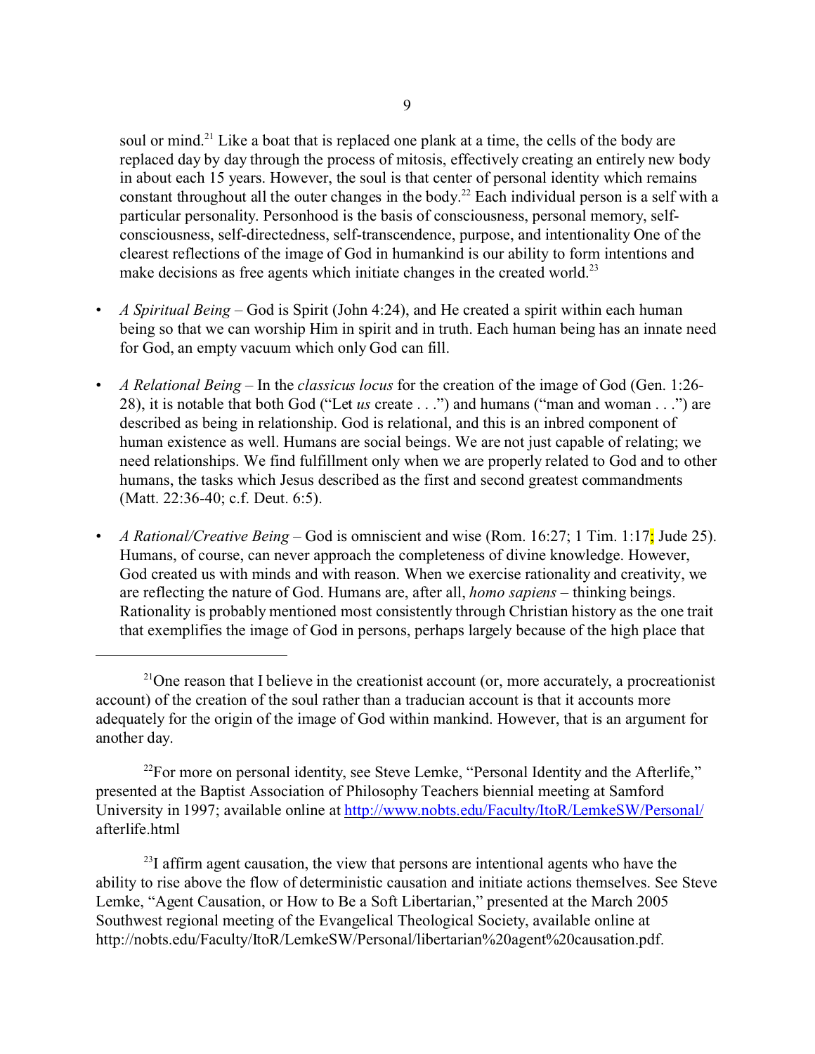soul or mind.[21] Like a boat that is replaced one plank at a time, the cells of the body are replaced day by day through the process of mitosis, effectively creating an entirely new body in about each 15 years. However, the soul is that center of personal identity which remains constant throughout all the outer changes in the body.[22] Each individual person is a self with a particular personality. Personhood is the basis of consciousness, personal memory, self-consciousness, self-directedness, self-transcendence, purpose, and intentionality One of the clearest reflections of the image of God in humankind is our ability to form intentions and make decisions as free agents which initiate changes in the created world.[23]

- *A Spiritual Being* – God is Spirit (John 4:24), and He created a spirit within each human being so that we can worship Him in spirit and in truth. Each human being has an innate need for God, an empty vacuum which only God can fill.

- *A Relational Being* – In the *classicus locus* for the creation of the image of God (Gen. 1:26-28), it is notable that both God ("Let *us* create . . .") and humans ("man and woman . . .") are described as being in relationship. God is relational, and this is an inbred component of human existence as well. Humans are social beings. We are not just capable of relating; we need relationships. We find fulfillment only when we are properly related to God and to other humans, the tasks which Jesus described as the first and second greatest commandments (Matt. 22:36-40; c.f. Deut. 6:5).

- *A Rational/Creative Being* – God is omniscient and wise (Rom. 16:27; 1 Tim. 1:17; Jude 25). Humans, of course, can never approach the completeness of divine knowledge. However, God created us with minds and with reason. When we exercise rationality and creativity, we are reflecting the nature of God. Humans are, after all, *homo sapiens* – thinking beings. Rationality is probably mentioned most consistently through Christian history as the one trait that exemplifies the image of God in persons, perhaps largely because of the high place that

---

[21]One reason that I believe in the creationist account (or, more accurately, a procreationist account) of the creation of the soul rather than a traducian account is that it accounts more adequately for the origin of the image of God within mankind. However, that is an argument for another day.

[22]For more on personal identity, see Steve Lemke, "Personal Identity and the Afterlife," presented at the Baptist Association of Philosophy Teachers biennial meeting at Samford University in 1997; available online at http://www.nobts.edu/Faculty/ItoR/LemkeSW/Personal/afterlife.html

[23]I affirm agent causation, the view that persons are intentional agents who have the ability to rise above the flow of deterministic causation and initiate actions themselves. See Steve Lemke, "Agent Causation, or How to Be a Soft Libertarian," presented at the March 2005 Southwest regional meeting of the Evangelical Theological Society, available online at http://nobts.edu/Faculty/ItoR/LemkeSW/Personal/libertarian%20agent%20causation.pdf.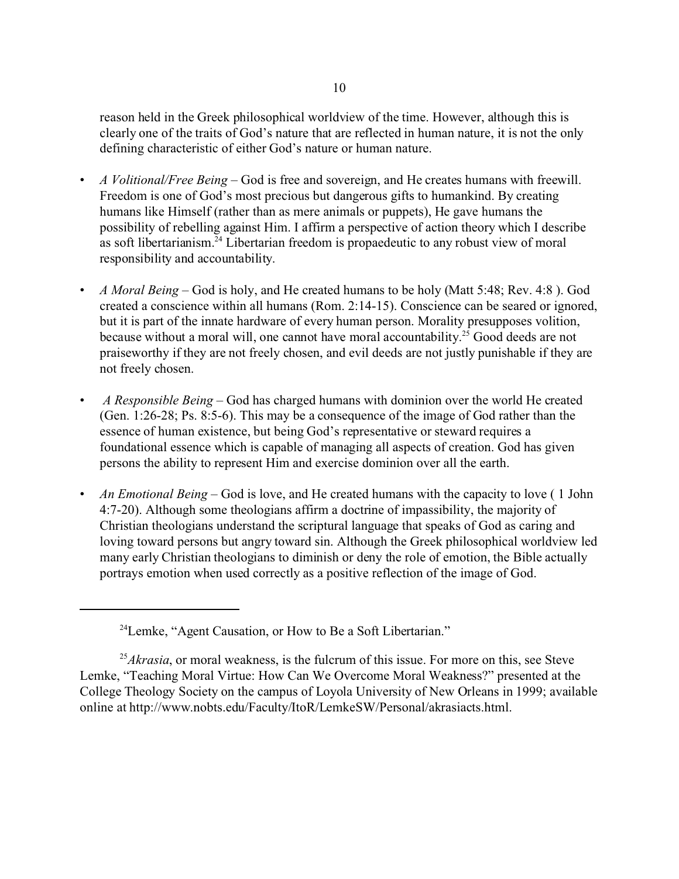reason held in the Greek philosophical worldview of the time. However, although this is clearly one of the traits of God's nature that are reflected in human nature, it is not the only defining characteristic of either God's nature or human nature.

- *A Volitional/Free Being* – God is free and sovereign, and He creates humans with freewill. Freedom is one of God's most precious but dangerous gifts to humankind. By creating humans like Himself (rather than as mere animals or puppets), He gave humans the possibility of rebelling against Him. I affirm a perspective of action theory which I describe as soft libertarianism.[24] Libertarian freedom is propaedeutic to any robust view of moral responsibility and accountability.

- *A Moral Being* – God is holy, and He created humans to be holy (Matt 5:48; Rev. 4:8 ). God created a conscience within all humans (Rom. 2:14-15). Conscience can be seared or ignored, but it is part of the innate hardware of every human person. Morality presupposes volition, because without a moral will, one cannot have moral accountability.[25] Good deeds are not praiseworthy if they are not freely chosen, and evil deeds are not justly punishable if they are not freely chosen.

- *A Responsible Being* – God has charged humans with dominion over the world He created (Gen. 1:26-28; Ps. 8:5-6). This may be a consequence of the image of God rather than the essence of human existence, but being God's representative or steward requires a foundational essence which is capable of managing all aspects of creation. God has given persons the ability to represent Him and exercise dominion over all the earth.

- *An Emotional Being* – God is love, and He created humans with the capacity to love ( 1 John 4:7-20). Although some theologians affirm a doctrine of impassibility, the majority of Christian theologians understand the scriptural language that speaks of God as caring and loving toward persons but angry toward sin. Although the Greek philosophical worldview led many early Christian theologians to diminish or deny the role of emotion, the Bible actually portrays emotion when used correctly as a positive reflection of the image of God.

---

[24] Lemke, "Agent Causation, or How to Be a Soft Libertarian."

[25] *Akrasia*, or moral weakness, is the fulcrum of this issue. For more on this, see Steve Lemke, "Teaching Moral Virtue: How Can We Overcome Moral Weakness?" presented at the College Theology Society on the campus of Loyola University of New Orleans in 1999; available online at http://www.nobts.edu/Faculty/ItoR/LemkeSW/Personal/akrasiacts.html.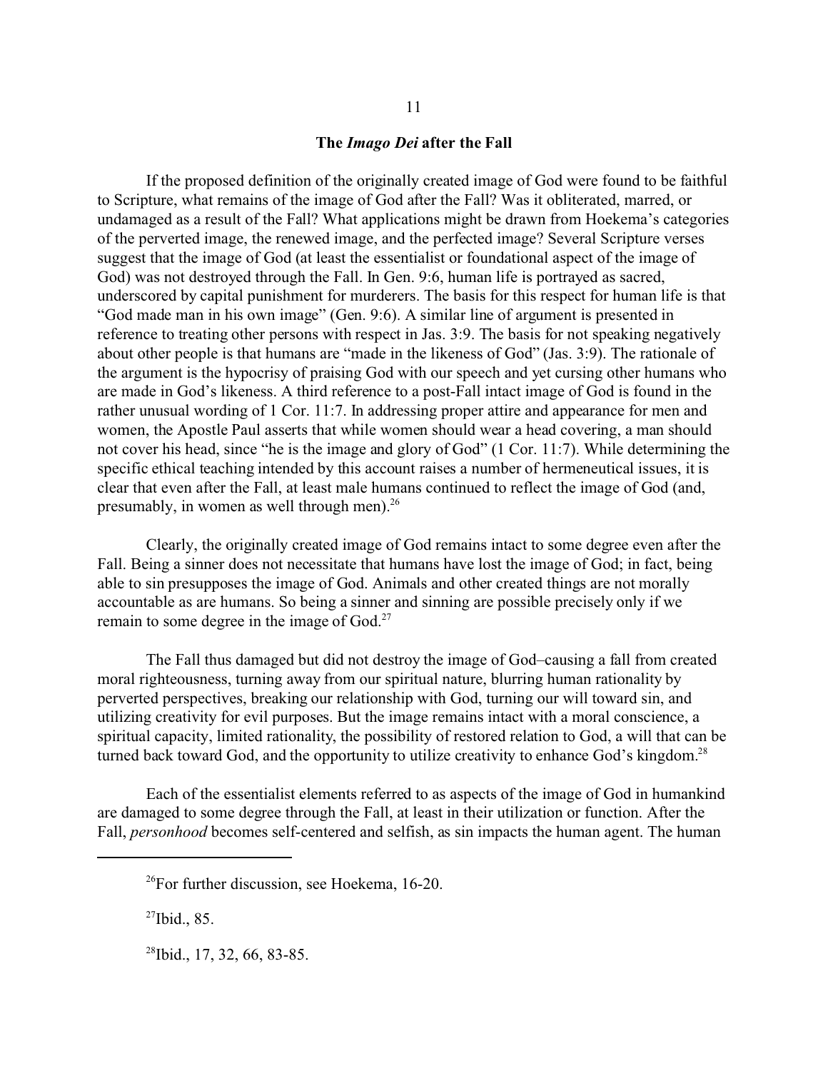## The *Imago Dei* after the Fall

If the proposed definition of the originally created image of God were found to be faithful to Scripture, what remains of the image of God after the Fall? Was it obliterated, marred, or undamaged as a result of the Fall? What applications might be drawn from Hoekema's categories of the perverted image, the renewed image, and the perfected image? Several Scripture verses suggest that the image of God (at least the essentialist or foundational aspect of the image of God) was not destroyed through the Fall. In Gen. 9:6, human life is portrayed as sacred, underscored by capital punishment for murderers. The basis for this respect for human life is that "God made man in his own image" (Gen. 9:6). A similar line of argument is presented in reference to treating other persons with respect in Jas. 3:9. The basis for not speaking negatively about other people is that humans are "made in the likeness of God" (Jas. 3:9). The rationale of the argument is the hypocrisy of praising God with our speech and yet cursing other humans who are made in God's likeness. A third reference to a post-Fall intact image of God is found in the rather unusual wording of 1 Cor. 11:7. In addressing proper attire and appearance for men and women, the Apostle Paul asserts that while women should wear a head covering, a man should not cover his head, since "he is the image and glory of God" (1 Cor. 11:7). While determining the specific ethical teaching intended by this account raises a number of hermeneutical issues, it is clear that even after the Fall, at least male humans continued to reflect the image of God (and, presumably, in women as well through men).[26]

Clearly, the originally created image of God remains intact to some degree even after the Fall. Being a sinner does not necessitate that humans have lost the image of God; in fact, being able to sin presupposes the image of God. Animals and other created things are not morally accountable as are humans. So being a sinner and sinning are possible precisely only if we remain to some degree in the image of God.[27]

The Fall thus damaged but did not destroy the image of God–causing a fall from created moral righteousness, turning away from our spiritual nature, blurring human rationality by perverted perspectives, breaking our relationship with God, turning our will toward sin, and utilizing creativity for evil purposes. But the image remains intact with a moral conscience, a spiritual capacity, limited rationality, the possibility of restored relation to God, a will that can be turned back toward God, and the opportunity to utilize creativity to enhance God's kingdom.[28]

Each of the essentialist elements referred to as aspects of the image of God in humankind are damaged to some degree through the Fall, at least in their utilization or function. After the Fall, *personhood* becomes self-centered and selfish, as sin impacts the human agent. The human

---

[26]For further discussion, see Hoekema, 16-20.

[27]Ibid., 85.

[28]Ibid., 17, 32, 66, 83-85.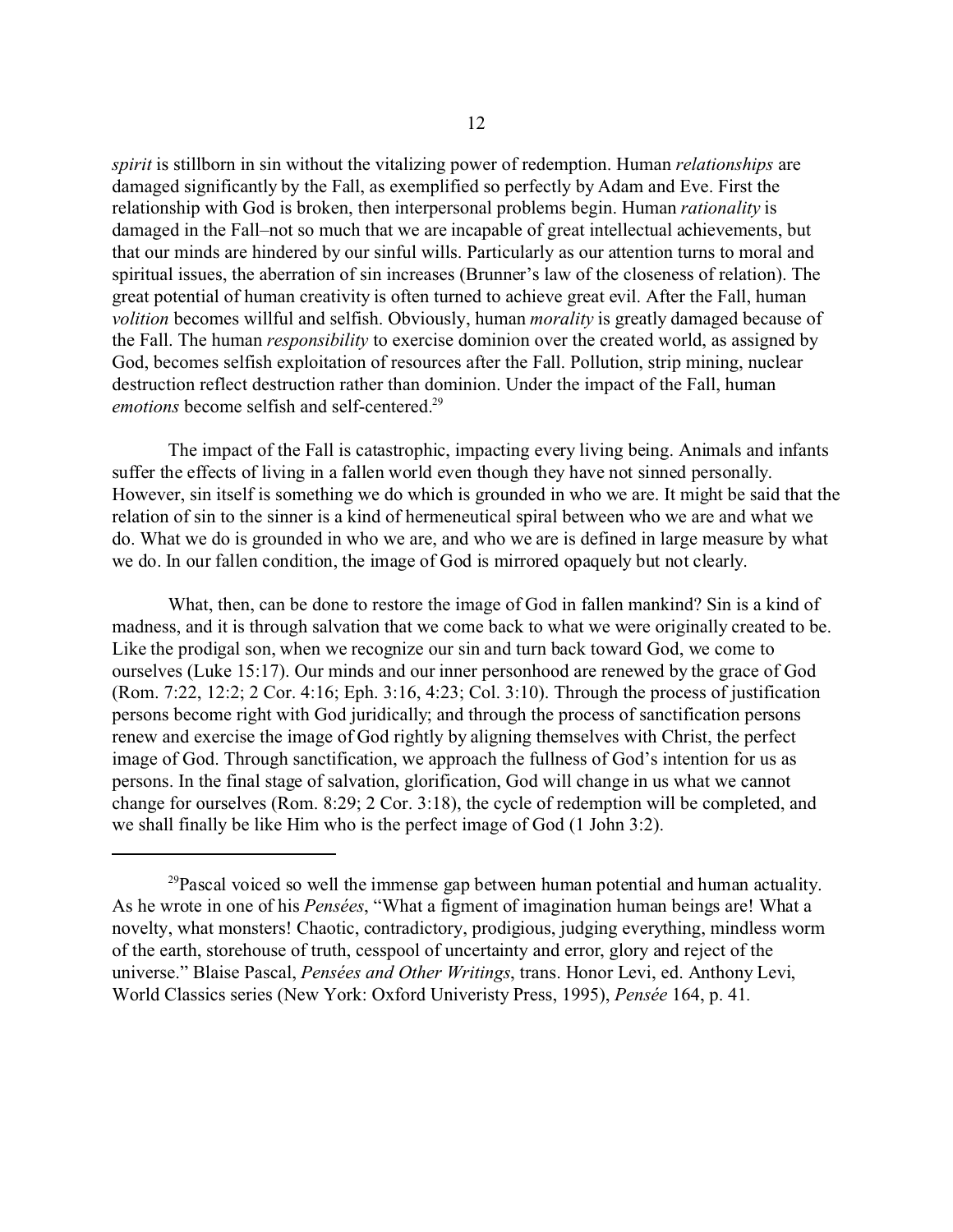*spirit* is stillborn in sin without the vitalizing power of redemption. Human *relationships* are damaged significantly by the Fall, as exemplified so perfectly by Adam and Eve. First the relationship with God is broken, then interpersonal problems begin. Human *rationality* is damaged in the Fall–not so much that we are incapable of great intellectual achievements, but that our minds are hindered by our sinful wills. Particularly as our attention turns to moral and spiritual issues, the aberration of sin increases (Brunner's law of the closeness of relation). The great potential of human creativity is often turned to achieve great evil. After the Fall, human *volition* becomes willful and selfish. Obviously, human *morality* is greatly damaged because of the Fall. The human *responsibility* to exercise dominion over the created world, as assigned by God, becomes selfish exploitation of resources after the Fall. Pollution, strip mining, nuclear destruction reflect destruction rather than dominion. Under the impact of the Fall, human *emotions* become selfish and self-centered.[29]

The impact of the Fall is catastrophic, impacting every living being. Animals and infants suffer the effects of living in a fallen world even though they have not sinned personally. However, sin itself is something we do which is grounded in who we are. It might be said that the relation of sin to the sinner is a kind of hermeneutical spiral between who we are and what we do. What we do is grounded in who we are, and who we are is defined in large measure by what we do. In our fallen condition, the image of God is mirrored opaquely but not clearly.

What, then, can be done to restore the image of God in fallen mankind? Sin is a kind of madness, and it is through salvation that we come back to what we were originally created to be. Like the prodigal son, when we recognize our sin and turn back toward God, we come to ourselves (Luke 15:17). Our minds and our inner personhood are renewed by the grace of God (Rom. 7:22, 12:2; 2 Cor. 4:16; Eph. 3:16, 4:23; Col. 3:10). Through the process of justification persons become right with God juridically; and through the process of sanctification persons renew and exercise the image of God rightly by aligning themselves with Christ, the perfect image of God. Through sanctification, we approach the fullness of God's intention for us as persons. In the final stage of salvation, glorification, God will change in us what we cannot change for ourselves (Rom. 8:29; 2 Cor. 3:18), the cycle of redemption will be completed, and we shall finally be like Him who is the perfect image of God (1 John 3:2).

---

[29]Pascal voiced so well the immense gap between human potential and human actuality. As he wrote in one of his *Pensées*, "What a figment of imagination human beings are! What a novelty, what monsters! Chaotic, contradictory, prodigious, judging everything, mindless worm of the earth, storehouse of truth, cesspool of uncertainty and error, glory and reject of the universe." Blaise Pascal, *Pensées and Other Writings*, trans. Honor Levi, ed. Anthony Levi, World Classics series (New York: Oxford Univeristy Press, 1995), *Pensée* 164, p. 41.